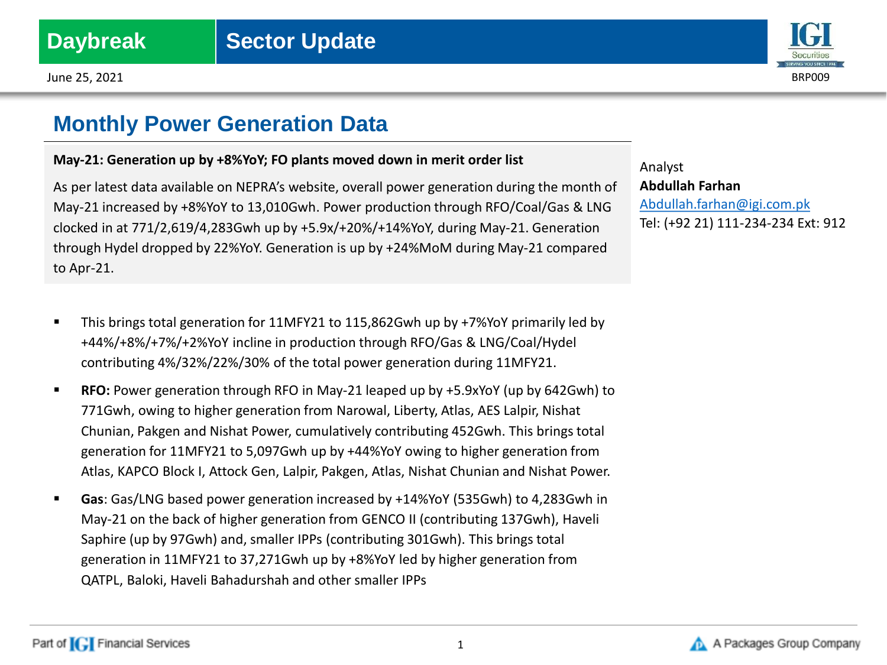Daybreak | Sector Update

June 25, 2021

BRP009

# Monthly Power Generation Data

**May-21: Generation up by +8%YoY; FO plants moved down in merit order list**

As per latest data available on NEPRA's website, overall power generation during the month of May-21 increased by +8%YoY to 13,010Gwh. Power production through RFO/Coal/Gas & LNG clocked in at 771/2,619/4,283Gwh up by +5.9x/+20%/+14%YoY, during May-21. Generation through Hydel dropped by 22%YoY. Generation is up by +24%MoM during May-21 compared to Apr-21.

Analyst
**Abdullah Farhan**
Abdullah.farhan@igi.com.pk
Tel: (+92 21) 111-234-234 Ext: 912

- This brings total generation for 11MFY21 to 115,862Gwh up by +7%YoY primarily led by +44%/+8%/+7%/+2%YoY incline in production through RFO/Gas & LNG/Coal/Hydel contributing 4%/32%/22%/30% of the total power generation during 11MFY21.
- **RFO:** Power generation through RFO in May-21 leaped up by +5.9xYoY (up by 642Gwh) to 771Gwh, owing to higher generation from Narowal, Liberty, Atlas, AES Lalpir, Nishat Chunian, Pakgen and Nishat Power, cumulatively contributing 452Gwh. This brings total generation for 11MFY21 to 5,097Gwh up by +44%YoY owing to higher generation from Atlas, KAPCO Block I, Attock Gen, Lalpir, Pakgen, Atlas, Nishat Chunian and Nishat Power.
- **Gas**: Gas/LNG based power generation increased by +14%YoY (535Gwh) to 4,283Gwh in May-21 on the back of higher generation from GENCO II (contributing 137Gwh), Haveli Saphire (up by 97Gwh) and, smaller IPPs (contributing 301Gwh). This brings total generation in 11MFY21 to 37,271Gwh up by +8%YoY led by higher generation from QATPL, Baloki, Haveli Bahadurshah and other smaller IPPs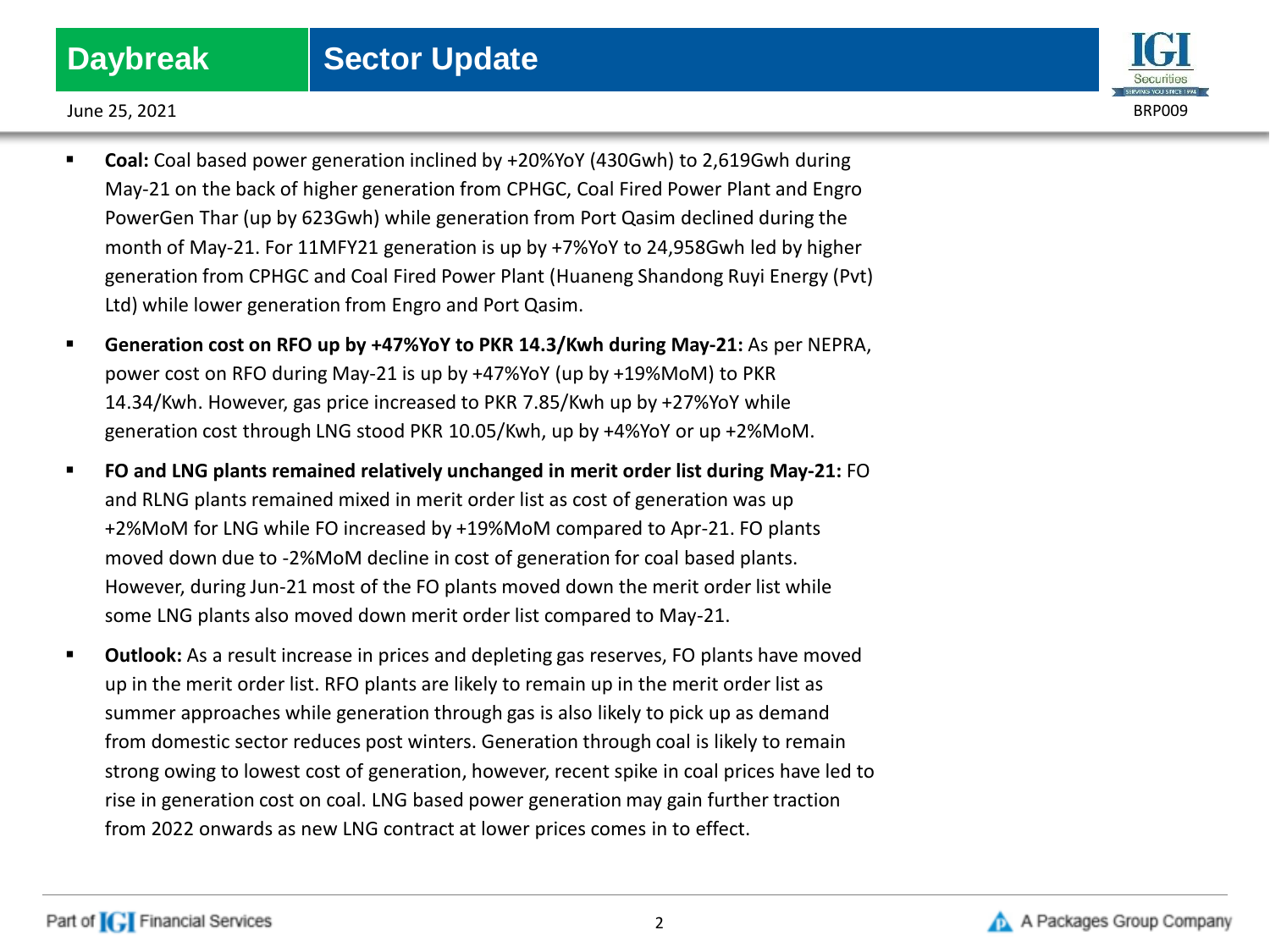- **Coal:** Coal based power generation inclined by +20%YoY (430Gwh) to 2,619Gwh during May-21 on the back of higher generation from CPHGC, Coal Fired Power Plant and Engro PowerGen Thar (up by 623Gwh) while generation from Port Qasim declined during the month of May-21. For 11MFY21 generation is up by +7%YoY to 24,958Gwh led by higher generation from CPHGC and Coal Fired Power Plant (Huaneng Shandong Ruyi Energy (Pvt) Ltd) while lower generation from Engro and Port Qasim.

- **Generation cost on RFO up by +47%YoY to PKR 14.3/Kwh during May-21:** As per NEPRA, power cost on RFO during May-21 is up by +47%YoY (up by +19%MoM) to PKR 14.34/Kwh. However, gas price increased to PKR 7.85/Kwh up by +27%YoY while generation cost through LNG stood PKR 10.05/Kwh, up by +4%YoY or up +2%MoM.

- **FO and LNG plants remained relatively unchanged in merit order list during May-21:** FO and RLNG plants remained mixed in merit order list as cost of generation was up +2%MoM for LNG while FO increased by +19%MoM compared to Apr-21. FO plants moved down due to -2%MoM decline in cost of generation for coal based plants. However, during Jun-21 most of the FO plants moved down the merit order list while some LNG plants also moved down merit order list compared to May-21.

- **Outlook:** As a result increase in prices and depleting gas reserves, FO plants have moved up in the merit order list. RFO plants are likely to remain up in the merit order list as summer approaches while generation through gas is also likely to pick up as demand from domestic sector reduces post winters. Generation through coal is likely to remain strong owing to lowest cost of generation, however, recent spike in coal prices have led to rise in generation cost on coal. LNG based power generation may gain further traction from 2022 onwards as new LNG contract at lower prices comes in to effect.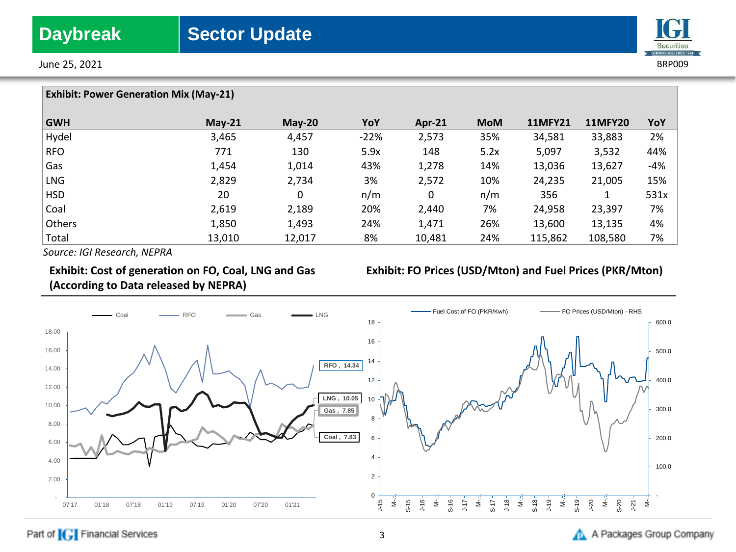**Exhibit: Power Generation Mix (May-21)**

| GWH | May-21 | May-20 | YoY | Apr-21 | MoM | 11MFY21 | 11MFY20 | YoY |
|---|---|---|---|---|---|---|---|---|
| Hydel | 3,465 | 4,457 | -22% | 2,573 | 35% | 34,581 | 33,883 | 2% |
| RFO | 771 | 130 | 5.9x | 148 | 5.2x | 5,097 | 3,532 | 44% |
| Gas | 1,454 | 1,014 | 43% | 1,278 | 14% | 13,036 | 13,627 | -4% |
| LNG | 2,829 | 2,734 | 3% | 2,572 | 10% | 24,235 | 21,005 | 15% |
| HSD | 20 | 0 | n/m | 0 | n/m | 356 | 1 | 531x |
| Coal | 2,619 | 2,189 | 20% | 2,440 | 7% | 24,958 | 23,397 | 7% |
| Others | 1,850 | 1,493 | 24% | 1,471 | 26% | 13,600 | 13,135 | 4% |
| Total | 13,010 | 12,017 | 8% | 10,481 | 24% | 115,862 | 108,580 | 7% |

*Source: IGI Research, NEPRA*

**Exhibit: Cost of generation on FO, Coal, LNG and Gas (According to Data released by NEPRA)**

**Exhibit: FO Prices (USD/Mton) and Fuel Prices (PKR/Mton)**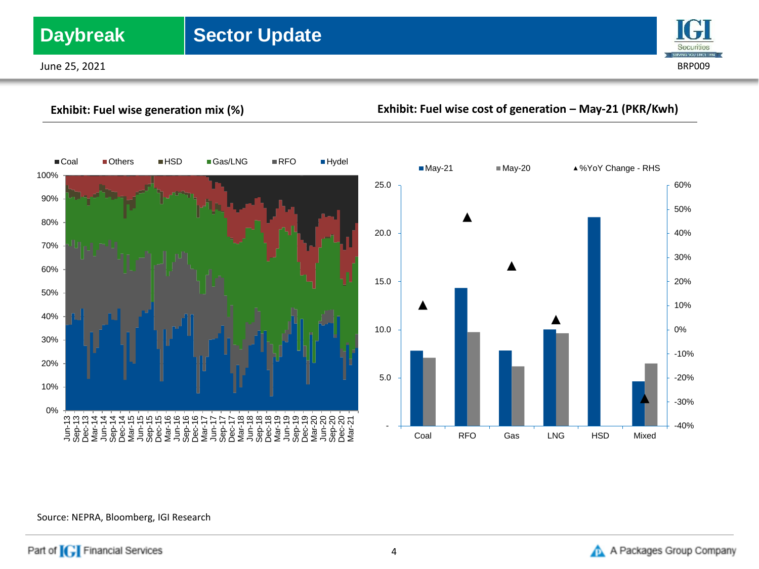**Exhibit: Fuel wise generation mix (%)**

**Exhibit: Fuel wise cost of generation – May-21 (PKR/Kwh)**

Source: NEPRA, Bloomberg, IGI Research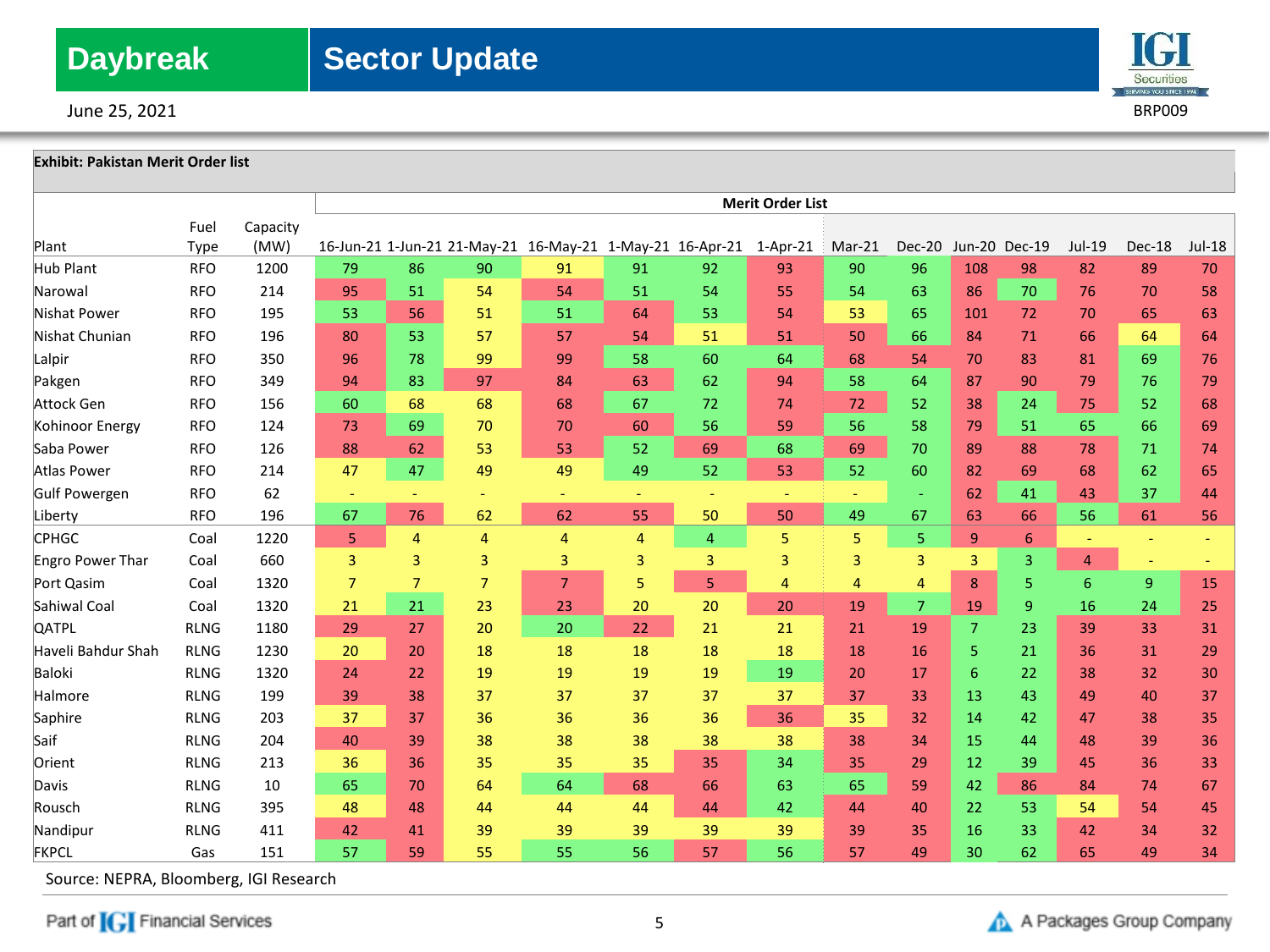**Exhibit: Pakistan Merit Order list**

| Plant | Fuel Type | Capacity (MW) | Merit Order List | | | | | | | | | | | | | |
|---|---|---|---|---|---|---|---|---|---|---|---|---|---|---|---|---|
| | | | 16-Jun-21 | 1-Jun-21 | 21-May-21 | 16-May-21 | 1-May-21 | 16-Apr-21 | 1-Apr-21 | Mar-21 | Dec-20 | Jun-20 | Dec-19 | Jul-19 | Dec-18 | Jul-18 |
| Hub Plant | RFO | 1200 | 79 | 86 | 90 | 91 | 91 | 92 | 93 | 90 | 96 | 108 | 98 | 82 | 89 | 70 |
| Narowal | RFO | 214 | 95 | 51 | 54 | 54 | 51 | 54 | 55 | 54 | 63 | 86 | 70 | 76 | 70 | 58 |
| Nishat Power | RFO | 195 | 53 | 56 | 51 | 51 | 64 | 53 | 54 | 53 | 65 | 101 | 72 | 70 | 65 | 63 |
| Nishat Chunian | RFO | 196 | 80 | 53 | 57 | 57 | 54 | 51 | 51 | 50 | 66 | 84 | 71 | 66 | 64 | 64 |
| Lalpir | RFO | 350 | 96 | 78 | 99 | 99 | 58 | 60 | 64 | 68 | 54 | 70 | 83 | 81 | 69 | 76 |
| Pakgen | RFO | 349 | 94 | 83 | 97 | 84 | 63 | 62 | 94 | 58 | 64 | 87 | 90 | 79 | 76 | 79 |
| Attock Gen | RFO | 156 | 60 | 68 | 68 | 68 | 67 | 72 | 74 | 72 | 52 | 38 | 24 | 75 | 52 | 68 |
| Kohinoor Energy | RFO | 124 | 73 | 69 | 70 | 70 | 60 | 56 | 59 | 56 | 58 | 79 | 51 | 65 | 66 | 69 |
| Saba Power | RFO | 126 | 88 | 62 | 53 | 53 | 52 | 69 | 68 | 69 | 70 | 89 | 88 | 78 | 71 | 74 |
| Atlas Power | RFO | 214 | 47 | 47 | 49 | 49 | 49 | 52 | 53 | 52 | 60 | 82 | 69 | 68 | 62 | 65 |
| Gulf Powergen | RFO | 62 | - | - | - | - | - | - | - | - | - | 62 | 41 | 43 | 37 | 44 |
| Liberty | RFO | 196 | 67 | 76 | 62 | 62 | 55 | 50 | 50 | 49 | 67 | 63 | 66 | 56 | 61 | 56 |
| CPHGC | Coal | 1220 | 5 | 4 | 4 | 4 | 4 | 4 | 5 | 5 | 5 | 9 | 6 | - | - | - |
| Engro Power Thar | Coal | 660 | 3 | 3 | 3 | 3 | 3 | 3 | 3 | 3 | 3 | 3 | 3 | 4 | - | - |
| Port Qasim | Coal | 1320 | 7 | 7 | 7 | 7 | 5 | 5 | 4 | 4 | 4 | 8 | 5 | 6 | 9 | 15 |
| Sahiwal Coal | Coal | 1320 | 21 | 21 | 23 | 23 | 20 | 20 | 20 | 19 | 7 | 19 | 9 | 16 | 24 | 25 |
| QATPL | RLNG | 1180 | 29 | 27 | 20 | 20 | 22 | 21 | 21 | 21 | 19 | 7 | 23 | 39 | 33 | 31 |
| Haveli Bahdur Shah | RLNG | 1230 | 20 | 20 | 18 | 18 | 18 | 18 | 18 | 18 | 16 | 5 | 21 | 36 | 31 | 29 |
| Baloki | RLNG | 1320 | 24 | 22 | 19 | 19 | 19 | 19 | 19 | 20 | 17 | 6 | 22 | 38 | 32 | 30 |
| Halmore | RLNG | 199 | 39 | 38 | 37 | 37 | 37 | 37 | 37 | 37 | 33 | 13 | 43 | 49 | 40 | 37 |
| Saphire | RLNG | 203 | 37 | 37 | 36 | 36 | 36 | 36 | 36 | 35 | 32 | 14 | 42 | 47 | 38 | 35 |
| Saif | RLNG | 204 | 40 | 39 | 38 | 38 | 38 | 38 | 38 | 38 | 34 | 15 | 44 | 48 | 39 | 36 |
| Orient | RLNG | 213 | 36 | 36 | 35 | 35 | 35 | 35 | 34 | 35 | 29 | 12 | 39 | 45 | 36 | 33 |
| Davis | RLNG | 10 | 65 | 70 | 64 | 64 | 68 | 66 | 63 | 65 | 59 | 42 | 86 | 84 | 74 | 67 |
| Rousch | RLNG | 395 | 48 | 48 | 44 | 44 | 44 | 44 | 42 | 44 | 40 | 22 | 53 | 54 | 54 | 45 |
| Nandipur | RLNG | 411 | 42 | 41 | 39 | 39 | 39 | 39 | 39 | 39 | 35 | 16 | 33 | 42 | 34 | 32 |
| FKPCL | Gas | 151 | 57 | 59 | 55 | 55 | 56 | 57 | 56 | 57 | 49 | 30 | 62 | 65 | 49 | 34 |

Source: NEPRA, Bloomberg, IGI Research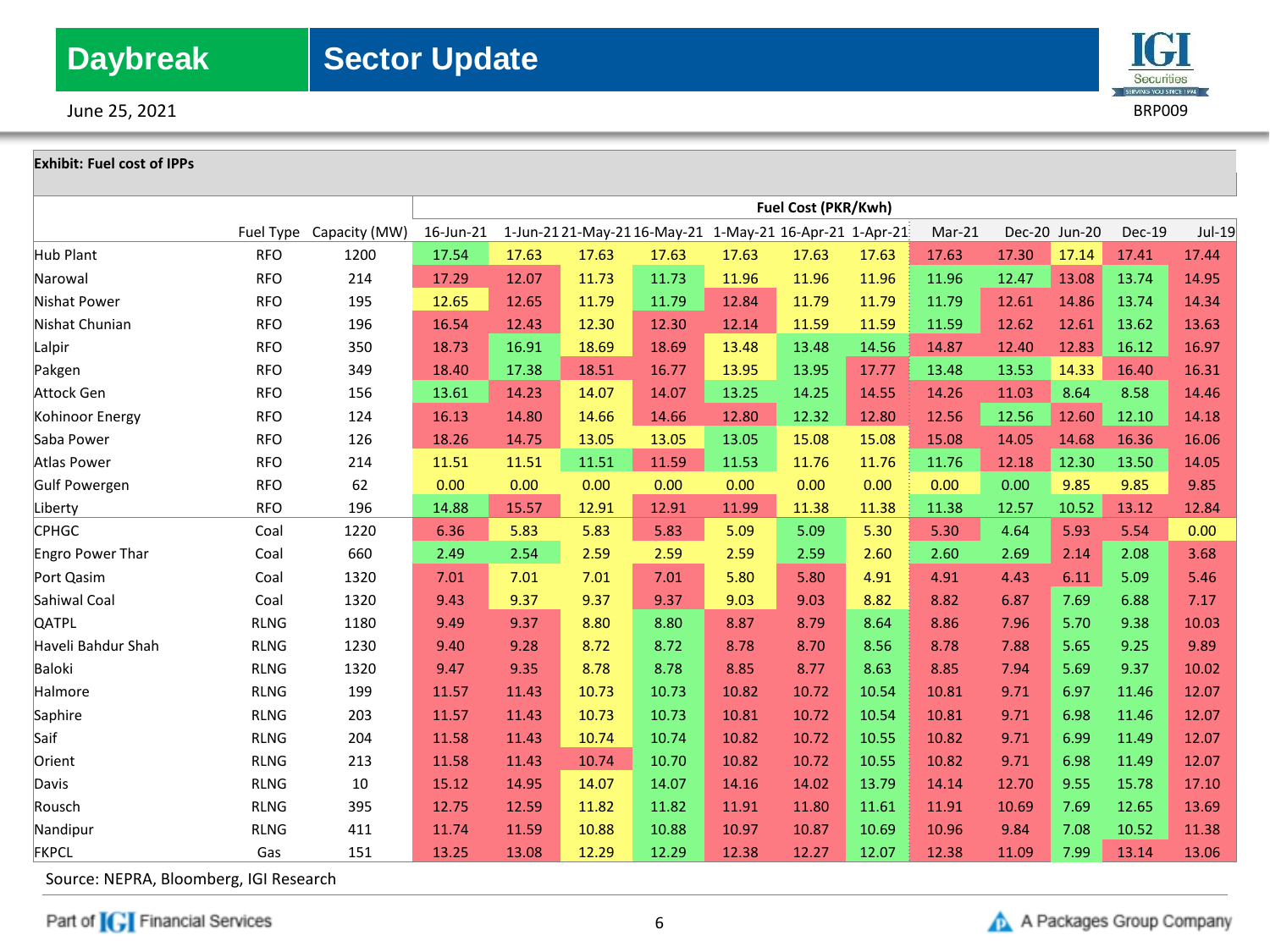**Exhibit: Fuel cost of IPPs**

| | Fuel Type | Capacity (MW) | Fuel Cost (PKR/Kwh) | | | | | | | | | | | |
|---|---|---|---|---|---|---|---|---|---|---|---|---|---|---|
| | | | 16-Jun-21 | 1-Jun-21 | 21-May-21 | 16-May-21 | 1-May-21 | 16-Apr-21 | 1-Apr-21 | Mar-21 | Dec-20 | Jun-20 | Dec-19 | Jul-19 |
| Hub Plant | RFO | 1200 | 17.54 | 17.63 | 17.63 | 17.63 | 17.63 | 17.63 | 17.63 | 17.63 | 17.30 | 17.14 | 17.41 | 17.44 |
| Narowal | RFO | 214 | 17.29 | 12.07 | 11.73 | 11.73 | 11.96 | 11.96 | 11.96 | 11.96 | 12.47 | 13.08 | 13.74 | 14.95 |
| Nishat Power | RFO | 195 | 12.65 | 12.65 | 11.79 | 11.79 | 12.84 | 11.79 | 11.79 | 11.79 | 12.61 | 14.86 | 13.74 | 14.34 |
| Nishat Chunian | RFO | 196 | 16.54 | 12.43 | 12.30 | 12.30 | 12.14 | 11.59 | 11.59 | 11.59 | 12.62 | 12.61 | 13.62 | 13.63 |
| Lalpir | RFO | 350 | 18.73 | 16.91 | 18.69 | 18.69 | 13.48 | 13.48 | 14.56 | 14.87 | 12.40 | 12.83 | 16.12 | 16.97 |
| Pakgen | RFO | 349 | 18.40 | 17.38 | 18.51 | 16.77 | 13.95 | 13.95 | 17.77 | 13.48 | 13.53 | 14.33 | 16.40 | 16.31 |
| Attock Gen | RFO | 156 | 13.61 | 14.23 | 14.07 | 14.07 | 13.25 | 14.25 | 14.55 | 14.26 | 11.03 | 8.64 | 8.58 | 14.46 |
| Kohinoor Energy | RFO | 124 | 16.13 | 14.80 | 14.66 | 14.66 | 12.80 | 12.32 | 12.80 | 12.56 | 12.56 | 12.60 | 12.10 | 14.18 |
| Saba Power | RFO | 126 | 18.26 | 14.75 | 13.05 | 13.05 | 13.05 | 15.08 | 15.08 | 15.08 | 14.05 | 14.68 | 16.36 | 16.06 |
| Atlas Power | RFO | 214 | 11.51 | 11.51 | 11.51 | 11.59 | 11.53 | 11.76 | 11.76 | 11.76 | 12.18 | 12.30 | 13.50 | 14.05 |
| Gulf Powergen | RFO | 62 | 0.00 | 0.00 | 0.00 | 0.00 | 0.00 | 0.00 | 0.00 | 0.00 | 0.00 | 9.85 | 9.85 | 9.85 |
| Liberty | RFO | 196 | 14.88 | 15.57 | 12.91 | 12.91 | 11.99 | 11.38 | 11.38 | 11.38 | 12.57 | 10.52 | 13.12 | 12.84 |
| CPHGC | Coal | 1220 | 6.36 | 5.83 | 5.83 | 5.83 | 5.09 | 5.09 | 5.30 | 5.30 | 4.64 | 5.93 | 5.54 | 0.00 |
| Engro Power Thar | Coal | 660 | 2.49 | 2.54 | 2.59 | 2.59 | 2.59 | 2.59 | 2.60 | 2.60 | 2.69 | 2.14 | 2.08 | 3.68 |
| Port Qasim | Coal | 1320 | 7.01 | 7.01 | 7.01 | 7.01 | 5.80 | 5.80 | 4.91 | 4.91 | 4.43 | 6.11 | 5.09 | 5.46 |
| Sahiwal Coal | Coal | 1320 | 9.43 | 9.37 | 9.37 | 9.37 | 9.03 | 9.03 | 8.82 | 8.82 | 6.87 | 7.69 | 6.88 | 7.17 |
| QATPL | RLNG | 1180 | 9.49 | 9.37 | 8.80 | 8.80 | 8.87 | 8.79 | 8.64 | 8.86 | 7.96 | 5.70 | 9.38 | 10.03 |
| Haveli Bahdur Shah | RLNG | 1230 | 9.40 | 9.28 | 8.72 | 8.72 | 8.78 | 8.70 | 8.56 | 8.78 | 7.88 | 5.65 | 9.25 | 9.89 |
| Baloki | RLNG | 1320 | 9.47 | 9.35 | 8.78 | 8.78 | 8.85 | 8.77 | 8.63 | 8.85 | 7.94 | 5.69 | 9.37 | 10.02 |
| Halmore | RLNG | 199 | 11.57 | 11.43 | 10.73 | 10.73 | 10.82 | 10.72 | 10.54 | 10.81 | 9.71 | 6.97 | 11.46 | 12.07 |
| Saphire | RLNG | 203 | 11.57 | 11.43 | 10.73 | 10.73 | 10.81 | 10.72 | 10.54 | 10.81 | 9.71 | 6.98 | 11.46 | 12.07 |
| Saif | RLNG | 204 | 11.58 | 11.43 | 10.74 | 10.74 | 10.82 | 10.72 | 10.55 | 10.82 | 9.71 | 6.99 | 11.49 | 12.07 |
| Orient | RLNG | 213 | 11.58 | 11.43 | 10.74 | 10.70 | 10.82 | 10.72 | 10.55 | 10.82 | 9.71 | 6.98 | 11.49 | 12.07 |
| Davis | RLNG | 10 | 15.12 | 14.95 | 14.07 | 14.07 | 14.16 | 14.02 | 13.79 | 14.14 | 12.70 | 9.55 | 15.78 | 17.10 |
| Rousch | RLNG | 395 | 12.75 | 12.59 | 11.82 | 11.82 | 11.91 | 11.80 | 11.61 | 11.91 | 10.69 | 7.69 | 12.65 | 13.69 |
| Nandipur | RLNG | 411 | 11.74 | 11.59 | 10.88 | 10.88 | 10.97 | 10.87 | 10.69 | 10.96 | 9.84 | 7.08 | 10.52 | 11.38 |
| FKPCL | Gas | 151 | 13.25 | 13.08 | 12.29 | 12.29 | 12.38 | 12.27 | 12.07 | 12.38 | 11.09 | 7.99 | 13.14 | 13.06 |

Source: NEPRA, Bloomberg, IGI Research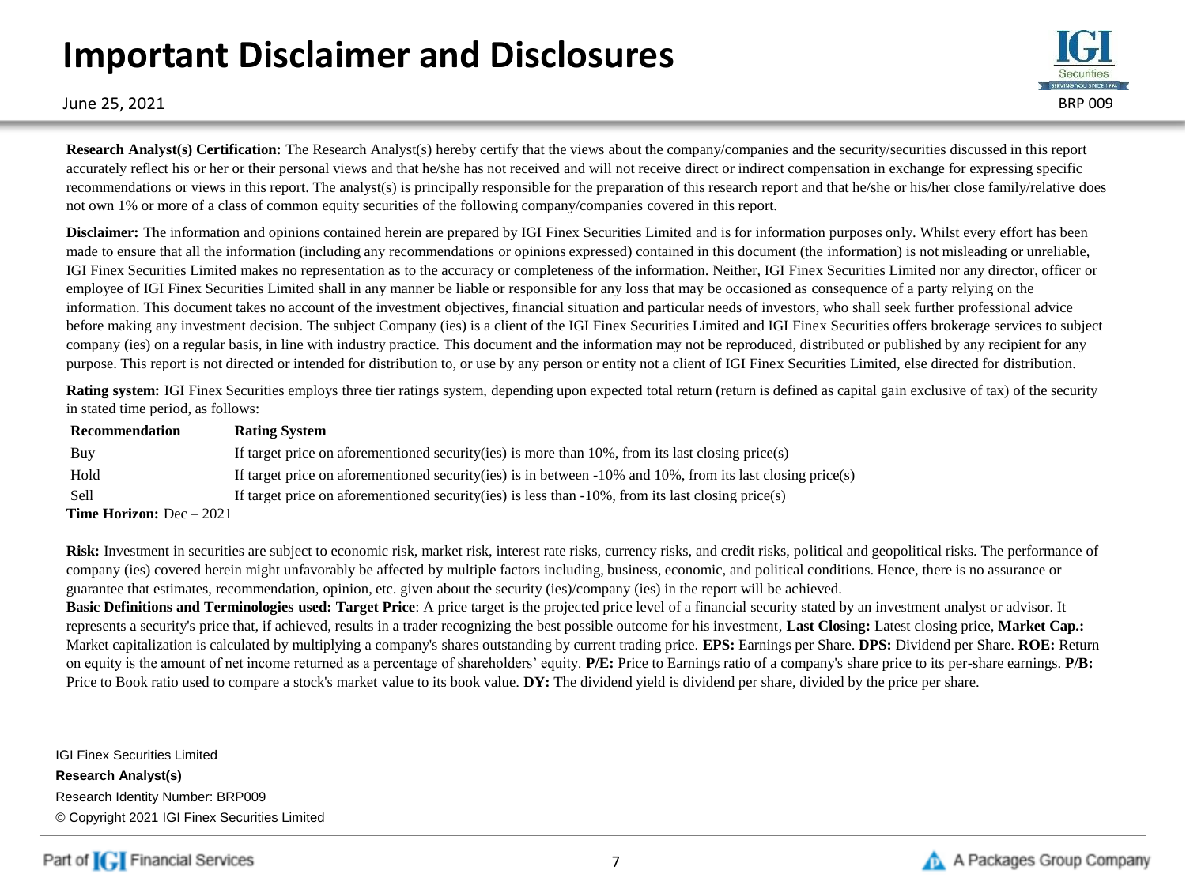# Important Disclaimer and Disclosures

June 25, 2021

BRP 009

**Research Analyst(s) Certification:** The Research Analyst(s) hereby certify that the views about the company/companies and the security/securities discussed in this report accurately reflect his or her or their personal views and that he/she has not received and will not receive direct or indirect compensation in exchange for expressing specific recommendations or views in this report. The analyst(s) is principally responsible for the preparation of this research report and that he/she or his/her close family/relative does not own 1% or more of a class of common equity securities of the following company/companies covered in this report.

**Disclaimer:** The information and opinions contained herein are prepared by IGI Finex Securities Limited and is for information purposes only. Whilst every effort has been made to ensure that all the information (including any recommendations or opinions expressed) contained in this document (the information) is not misleading or unreliable, IGI Finex Securities Limited makes no representation as to the accuracy or completeness of the information. Neither, IGI Finex Securities Limited nor any director, officer or employee of IGI Finex Securities Limited shall in any manner be liable or responsible for any loss that may be occasioned as consequence of a party relying on the information. This document takes no account of the investment objectives, financial situation and particular needs of investors, who shall seek further professional advice before making any investment decision. The subject Company (ies) is a client of the IGI Finex Securities Limited and IGI Finex Securities offers brokerage services to subject company (ies) on a regular basis, in line with industry practice. This document and the information may not be reproduced, distributed or published by any recipient for any purpose. This report is not directed or intended for distribution to, or use by any person or entity not a client of IGI Finex Securities Limited, else directed for distribution.

**Rating system:** IGI Finex Securities employs three tier ratings system, depending upon expected total return (return is defined as capital gain exclusive of tax) of the security in stated time period, as follows:

| Recommendation | Rating System |
|---|---|
| Buy | If target price on aforementioned security(ies) is more than 10%, from its last closing price(s) |
| Hold | If target price on aforementioned security(ies) is in between -10% and 10%, from its last closing price(s) |
| Sell | If target price on aforementioned security(ies) is less than -10%, from its last closing price(s) |

**Time Horizon:** Dec – 2021

**Risk:** Investment in securities are subject to economic risk, market risk, interest rate risks, currency risks, and credit risks, political and geopolitical risks. The performance of company (ies) covered herein might unfavorably be affected by multiple factors including, business, economic, and political conditions. Hence, there is no assurance or guarantee that estimates, recommendation, opinion, etc. given about the security (ies)/company (ies) in the report will be achieved.

**Basic Definitions and Terminologies used: Target Price**: A price target is the projected price level of a financial security stated by an investment analyst or advisor. It represents a security's price that, if achieved, results in a trader recognizing the best possible outcome for his investment, **Last Closing:** Latest closing price, **Market Cap.:** Market capitalization is calculated by multiplying a company's shares outstanding by current trading price. **EPS:** Earnings per Share. **DPS:** Dividend per Share. **ROE:** Return on equity is the amount of net income returned as a percentage of shareholders' equity. **P/E:** Price to Earnings ratio of a company's share price to its per-share earnings. **P/B:** Price to Book ratio used to compare a stock's market value to its book value. **DY:** The dividend yield is dividend per share, divided by the price per share.

IGI Finex Securities Limited

**Research Analyst(s)**

Research Identity Number: BRP009

© Copyright 2021 IGI Finex Securities Limited

Part of IGI Financial Services

A Packages Group Company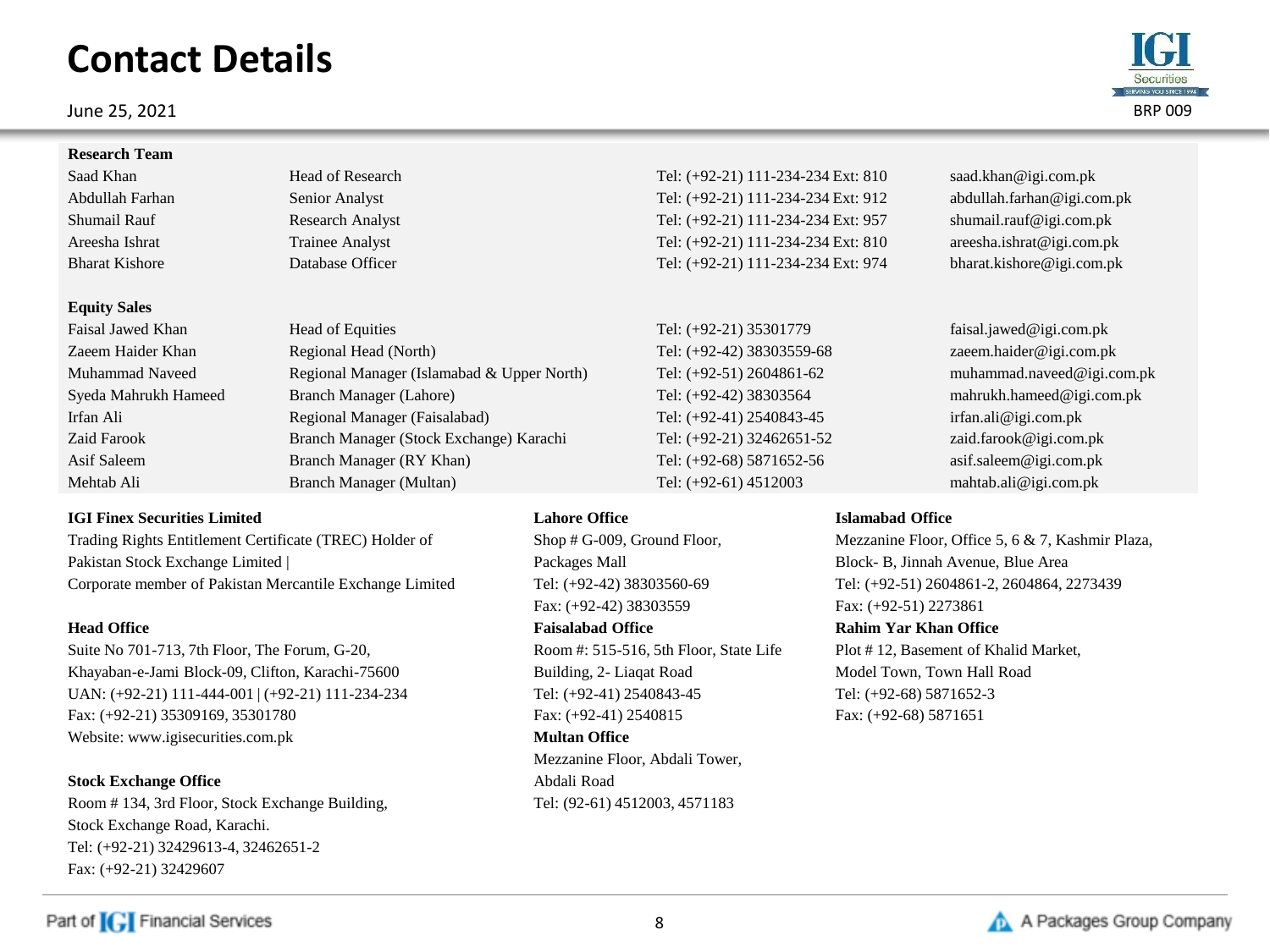# Contact Details

June 25, 2021

BRP 009

| | | | |
|---|---|---|---|
| **Research Team** | | | |
| Saad Khan | Head of Research | Tel: (+92-21) 111-234-234 Ext: 810 | saad.khan@igi.com.pk |
| Abdullah Farhan | Senior Analyst | Tel: (+92-21) 111-234-234 Ext: 912 | abdullah.farhan@igi.com.pk |
| Shumail Rauf | Research Analyst | Tel: (+92-21) 111-234-234 Ext: 957 | shumail.rauf@igi.com.pk |
| Areesha Ishrat | Trainee Analyst | Tel: (+92-21) 111-234-234 Ext: 810 | areesha.ishrat@igi.com.pk |
| Bharat Kishore | Database Officer | Tel: (+92-21) 111-234-234 Ext: 974 | bharat.kishore@igi.com.pk |
| **Equity Sales** | | | |
| Faisal Jawed Khan | Head of Equities | Tel: (+92-21) 35301779 | faisal.jawed@igi.com.pk |
| Zaeem Haider Khan | Regional Head (North) | Tel: (+92-42) 38303559-68 | zaeem.haider@igi.com.pk |
| Muhammad Naveed | Regional Manager (Islamabad & Upper North) | Tel: (+92-51) 2604861-62 | muhammad.naveed@igi.com.pk |
| Syeda Mahrukh Hameed | Branch Manager (Lahore) | Tel: (+92-42) 38303564 | mahrukh.hameed@igi.com.pk |
| Irfan Ali | Regional Manager (Faisalabad) | Tel: (+92-41) 2540843-45 | irfan.ali@igi.com.pk |
| Zaid Farook | Branch Manager (Stock Exchange) Karachi | Tel: (+92-21) 32462651-52 | zaid.farook@igi.com.pk |
| Asif Saleem | Branch Manager (RY Khan) | Tel: (+92-68) 5871652-56 | asif.saleem@igi.com.pk |
| Mehtab Ali | Branch Manager (Multan) | Tel: (+92-61) 4512003 | mahtab.ali@igi.com.pk |

**IGI Finex Securities Limited**
Trading Rights Entitlement Certificate (TREC) Holder of
Pakistan Stock Exchange Limited |
Corporate member of Pakistan Mercantile Exchange Limited

**Head Office**
Suite No 701-713, 7th Floor, The Forum, G-20,
Khayaban-e-Jami Block-09, Clifton, Karachi-75600
UAN: (+92-21) 111-444-001 | (+92-21) 111-234-234
Fax: (+92-21) 35309169, 35301780
Website: www.igisecurities.com.pk

**Stock Exchange Office**
Room # 134, 3rd Floor, Stock Exchange Building,
Stock Exchange Road, Karachi.
Tel: (+92-21) 32429613-4, 32462651-2
Fax: (+92-21) 32429607

**Lahore Office**
Shop # G-009, Ground Floor,
Packages Mall
Tel: (+92-42) 38303560-69
Fax: (+92-42) 38303559

**Faisalabad Office**
Room #: 515-516, 5th Floor, State Life
Building, 2- Liaqat Road
Tel: (+92-41) 2540843-45
Fax: (+92-41) 2540815

**Multan Office**
Mezzanine Floor, Abdali Tower,
Abdali Road
Tel: (92-61) 4512003, 4571183

**Islamabad Office**
Mezzanine Floor, Office 5, 6 & 7, Kashmir Plaza,
Block- B, Jinnah Avenue, Blue Area
Tel: (+92-51) 2604861-2, 2604864, 2273439
Fax: (+92-51) 2273861

**Rahim Yar Khan Office**
Plot # 12, Basement of Khalid Market,
Model Town, Town Hall Road
Tel: (+92-68) 5871652-3
Fax: (+92-68) 5871651

Part of IGI Financial Services

A Packages Group Company